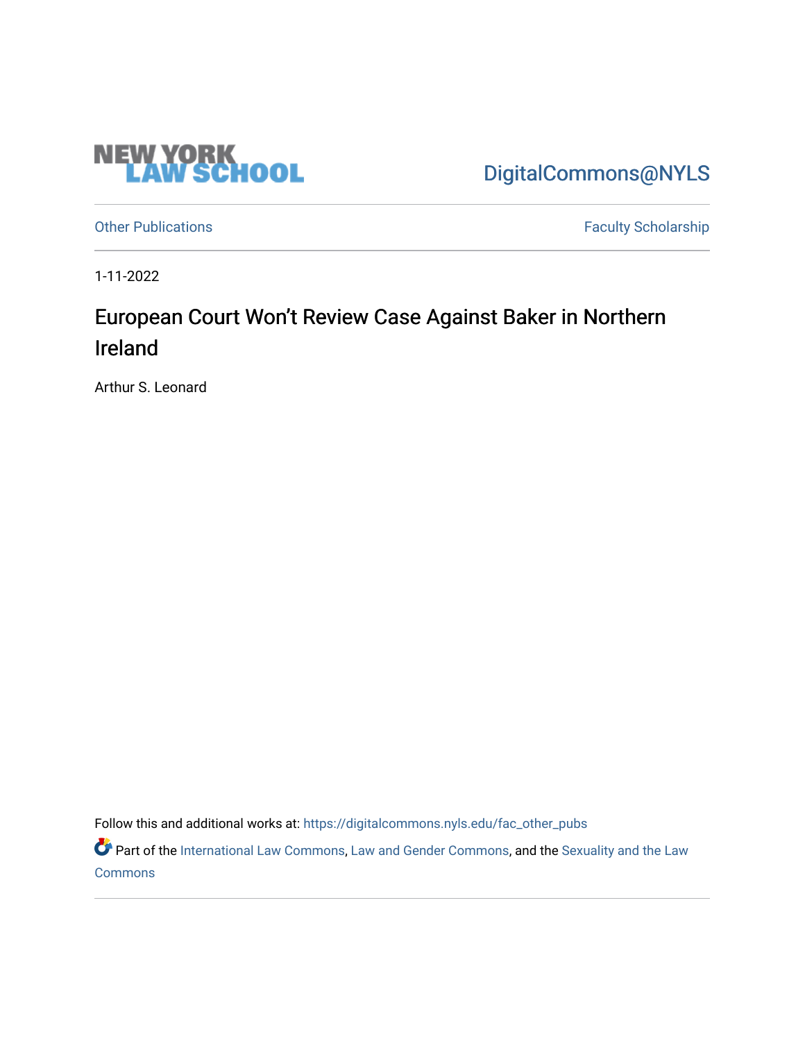NEW YORK LAW SCHOOL

DigitalCommons@NYLS

Other Publications

Faculty Scholarship

1-11-2022

# European Court Won't Review Case Against Baker in Northern Ireland

Arthur S. Leonard

Follow this and additional works at: https://digitalcommons.nyls.edu/fac_other_pubs

Part of the International Law Commons, Law and Gender Commons, and the Sexuality and the Law Commons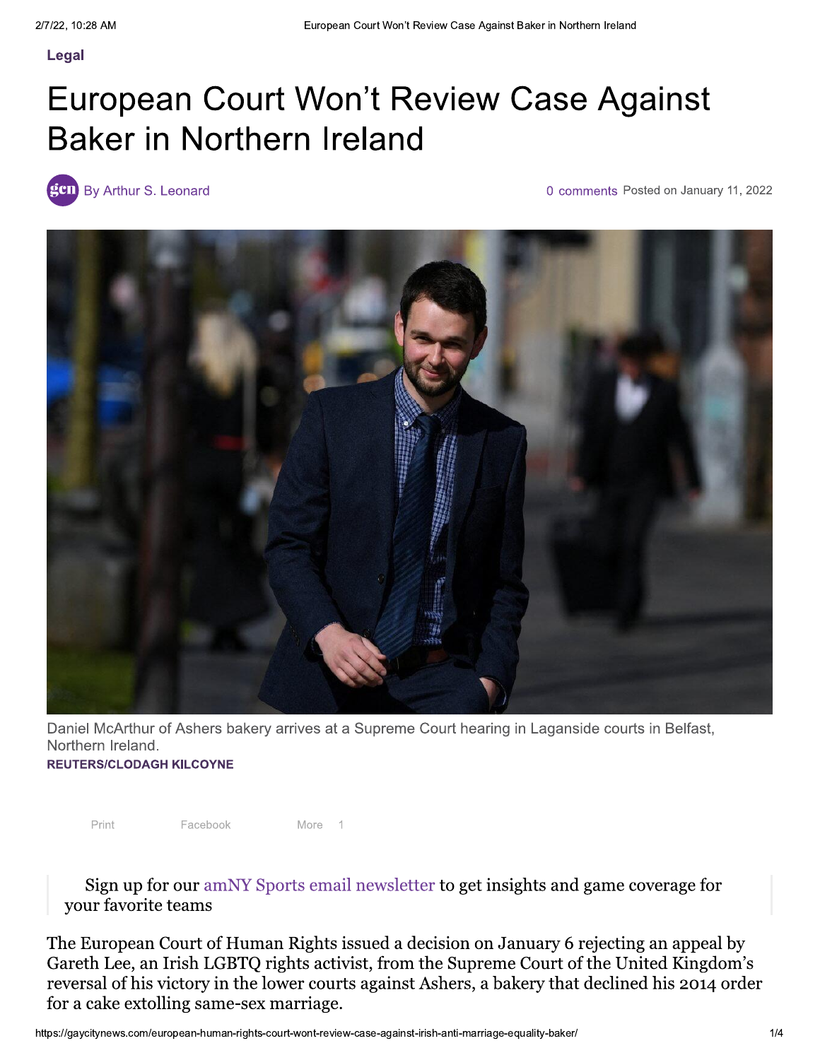Legal

# European Court Won't Review Case Against Baker in Northern Ireland

By Arthur S. Leonard

0 comments Posted on January 11, 2022

Daniel McArthur of Ashers bakery arrives at a Supreme Court hearing in Laganside courts in Belfast, Northern Ireland.
REUTERS/CLODAGH KILCOYNE

Print Facebook More 1

> Sign up for our amNY Sports email newsletter to get insights and game coverage for your favorite teams

The European Court of Human Rights issued a decision on January 6 rejecting an appeal by Gareth Lee, an Irish LGBTQ rights activist, from the Supreme Court of the United Kingdom's reversal of his victory in the lower courts against Ashers, a bakery that declined his 2014 order for a cake extolling same-sex marriage.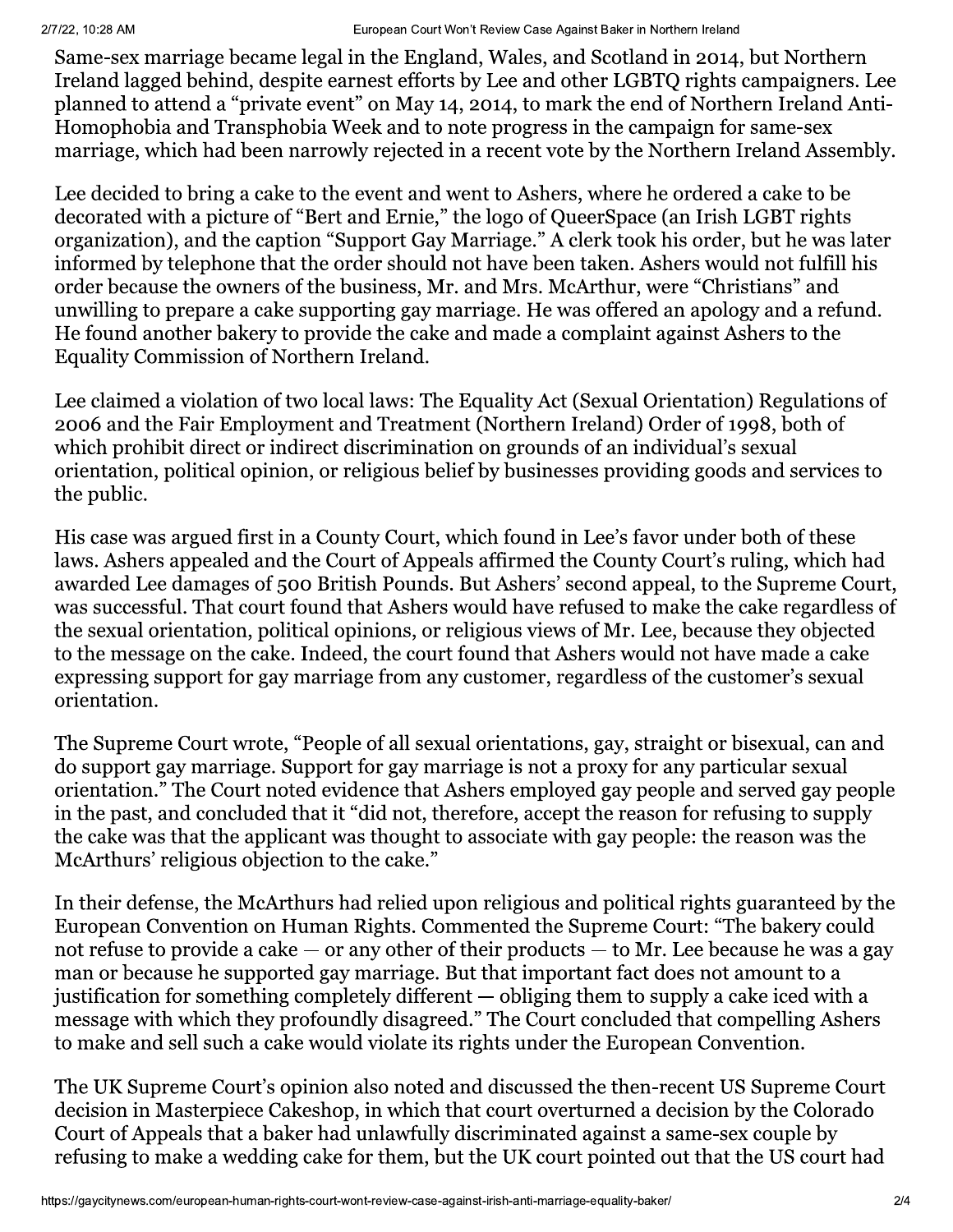Same-sex marriage became legal in the England, Wales, and Scotland in 2014, but Northern Ireland lagged behind, despite earnest efforts by Lee and other LGBTQ rights campaigners. Lee planned to attend a "private event" on May 14, 2014, to mark the end of Northern Ireland Anti-Homophobia and Transphobia Week and to note progress in the campaign for same-sex marriage, which had been narrowly rejected in a recent vote by the Northern Ireland Assembly.

Lee decided to bring a cake to the event and went to Ashers, where he ordered a cake to be decorated with a picture of "Bert and Ernie," the logo of QueerSpace (an Irish LGBT rights organization), and the caption "Support Gay Marriage." A clerk took his order, but he was later informed by telephone that the order should not have been taken. Ashers would not fulfill his order because the owners of the business, Mr. and Mrs. McArthur, were "Christians" and unwilling to prepare a cake supporting gay marriage. He was offered an apology and a refund. He found another bakery to provide the cake and made a complaint against Ashers to the Equality Commission of Northern Ireland.

Lee claimed a violation of two local laws: The Equality Act (Sexual Orientation) Regulations of 2006 and the Fair Employment and Treatment (Northern Ireland) Order of 1998, both of which prohibit direct or indirect discrimination on grounds of an individual's sexual orientation, political opinion, or religious belief by businesses providing goods and services to the public.

His case was argued first in a County Court, which found in Lee's favor under both of these laws. Ashers appealed and the Court of Appeals affirmed the County Court's ruling, which had awarded Lee damages of 500 British Pounds. But Ashers' second appeal, to the Supreme Court, was successful. That court found that Ashers would have refused to make the cake regardless of the sexual orientation, political opinions, or religious views of Mr. Lee, because they objected to the message on the cake. Indeed, the court found that Ashers would not have made a cake expressing support for gay marriage from any customer, regardless of the customer's sexual orientation.

The Supreme Court wrote, "People of all sexual orientations, gay, straight or bisexual, can and do support gay marriage. Support for gay marriage is not a proxy for any particular sexual orientation." The Court noted evidence that Ashers employed gay people and served gay people in the past, and concluded that it "did not, therefore, accept the reason for refusing to supply the cake was that the applicant was thought to associate with gay people: the reason was the McArthurs' religious objection to the cake."

In their defense, the McArthurs had relied upon religious and political rights guaranteed by the European Convention on Human Rights. Commented the Supreme Court: "The bakery could not refuse to provide a cake — or any other of their products — to Mr. Lee because he was a gay man or because he supported gay marriage. But that important fact does not amount to a justification for something completely different — obliging them to supply a cake iced with a message with which they profoundly disagreed." The Court concluded that compelling Ashers to make and sell such a cake would violate its rights under the European Convention.

The UK Supreme Court's opinion also noted and discussed the then-recent US Supreme Court decision in Masterpiece Cakeshop, in which that court overturned a decision by the Colorado Court of Appeals that a baker had unlawfully discriminated against a same-sex couple by refusing to make a wedding cake for them, but the UK court pointed out that the US court had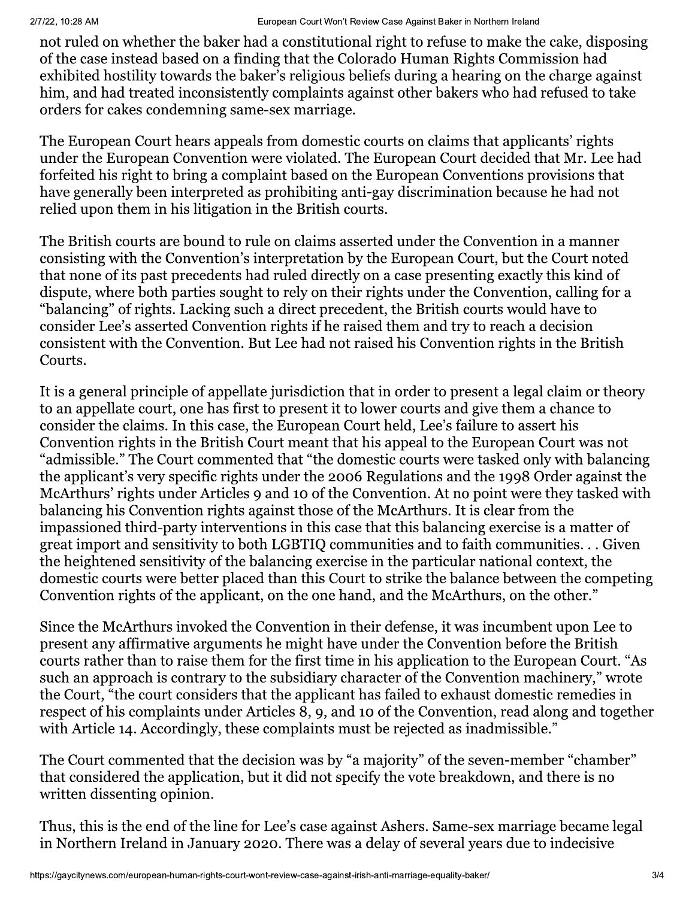not ruled on whether the baker had a constitutional right to refuse to make the cake, disposing of the case instead based on a finding that the Colorado Human Rights Commission had exhibited hostility towards the baker's religious beliefs during a hearing on the charge against him, and had treated inconsistently complaints against other bakers who had refused to take orders for cakes condemning same-sex marriage.

The European Court hears appeals from domestic courts on claims that applicants' rights under the European Convention were violated. The European Court decided that Mr. Lee had forfeited his right to bring a complaint based on the European Conventions provisions that have generally been interpreted as prohibiting anti-gay discrimination because he had not relied upon them in his litigation in the British courts.

The British courts are bound to rule on claims asserted under the Convention in a manner consisting with the Convention's interpretation by the European Court, but the Court noted that none of its past precedents had ruled directly on a case presenting exactly this kind of dispute, where both parties sought to rely on their rights under the Convention, calling for a "balancing" of rights. Lacking such a direct precedent, the British courts would have to consider Lee's asserted Convention rights if he raised them and try to reach a decision consistent with the Convention. But Lee had not raised his Convention rights in the British Courts.

It is a general principle of appellate jurisdiction that in order to present a legal claim or theory to an appellate court, one has first to present it to lower courts and give them a chance to consider the claims. In this case, the European Court held, Lee's failure to assert his Convention rights in the British Court meant that his appeal to the European Court was not "admissible." The Court commented that "the domestic courts were tasked only with balancing the applicant's very specific rights under the 2006 Regulations and the 1998 Order against the McArthurs' rights under Articles 9 and 10 of the Convention. At no point were they tasked with balancing his Convention rights against those of the McArthurs. It is clear from the impassioned third-party interventions in this case that this balancing exercise is a matter of great import and sensitivity to both LGBTIQ communities and to faith communities. . . Given the heightened sensitivity of the balancing exercise in the particular national context, the domestic courts were better placed than this Court to strike the balance between the competing Convention rights of the applicant, on the one hand, and the McArthurs, on the other."

Since the McArthurs invoked the Convention in their defense, it was incumbent upon Lee to present any affirmative arguments he might have under the Convention before the British courts rather than to raise them for the first time in his application to the European Court. "As such an approach is contrary to the subsidiary character of the Convention machinery," wrote the Court, "the court considers that the applicant has failed to exhaust domestic remedies in respect of his complaints under Articles 8, 9, and 10 of the Convention, read along and together with Article 14. Accordingly, these complaints must be rejected as inadmissible."

The Court commented that the decision was by "a majority" of the seven-member "chamber" that considered the application, but it did not specify the vote breakdown, and there is no written dissenting opinion.

Thus, this is the end of the line for Lee's case against Ashers. Same-sex marriage became legal in Northern Ireland in January 2020. There was a delay of several years due to indecisive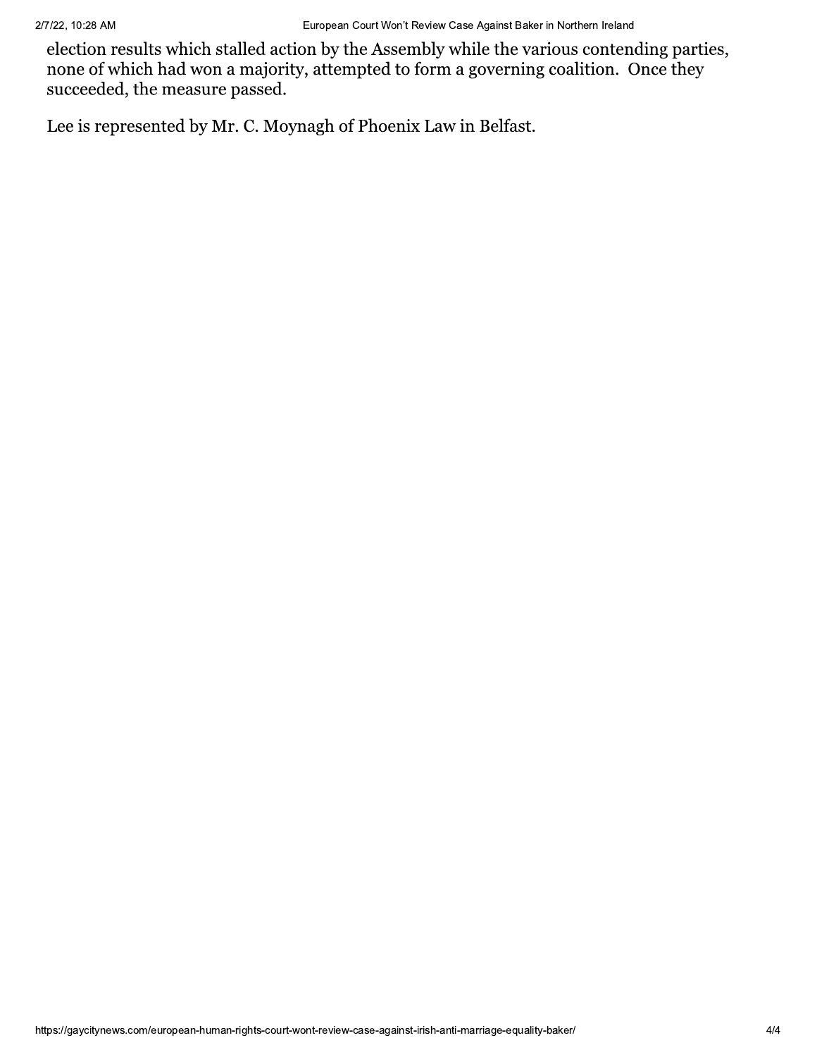election results which stalled action by the Assembly while the various contending parties, none of which had won a majority, attempted to form a governing coalition. Once they succeeded, the measure passed.

Lee is represented by Mr. C. Moynagh of Phoenix Law in Belfast.